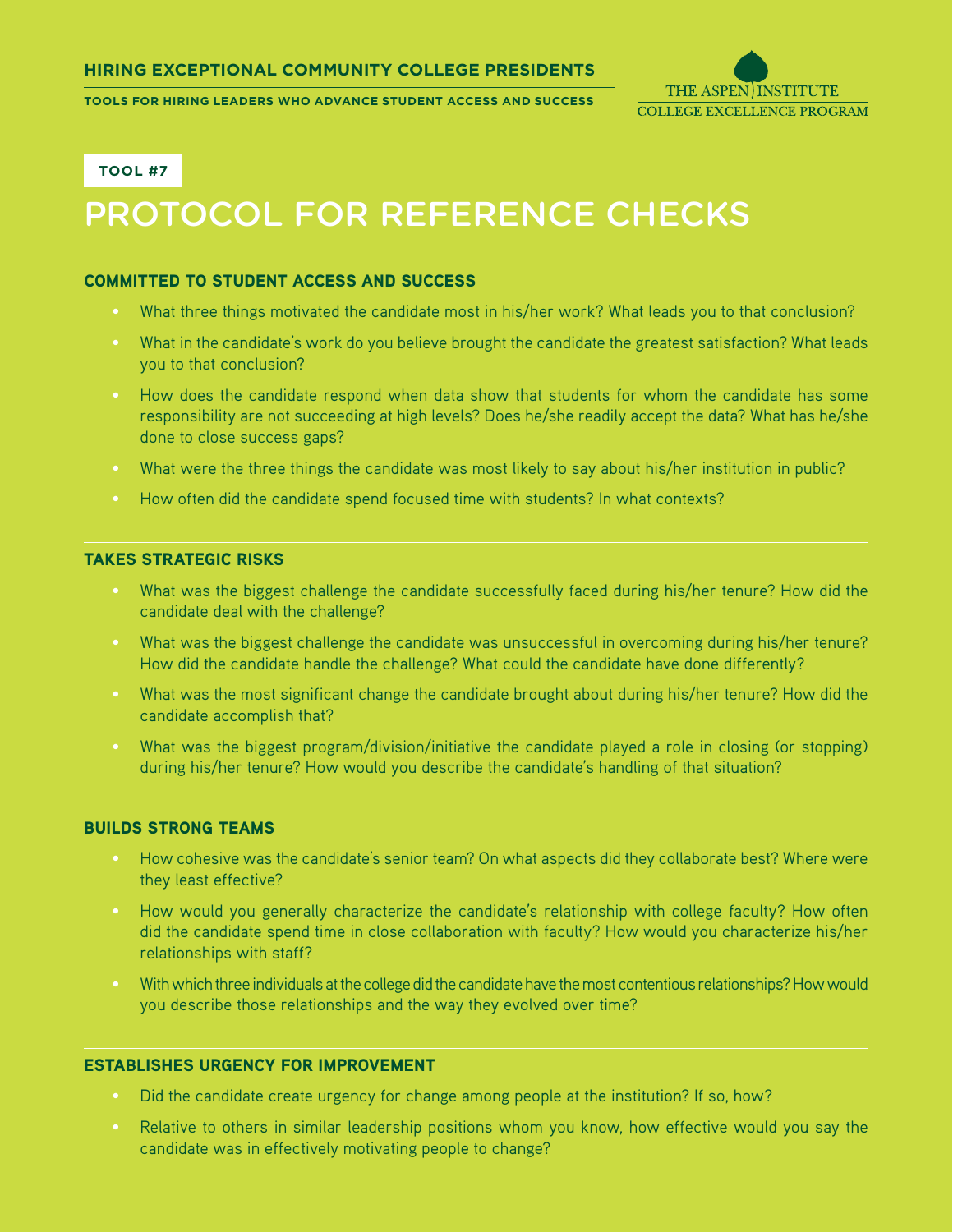**HIRING EXCEPTIONAL COMMUNITY COLLEGE PRESIDENTS**

**TOOLS FOR HIRING LEADERS WHO ADVANCE STUDENT ACCESS AND SUCCESS**

THE ASPEN INSTITUTE
COLLEGE EXCELLENCE PROGRAM

**TOOL #7**

# PROTOCOL FOR REFERENCE CHECKS

## COMMITTED TO STUDENT ACCESS AND SUCCESS

- What three things motivated the candidate most in his/her work? What leads you to that conclusion?
- What in the candidate's work do you believe brought the candidate the greatest satisfaction? What leads you to that conclusion?
- How does the candidate respond when data show that students for whom the candidate has some responsibility are not succeeding at high levels? Does he/she readily accept the data? What has he/she done to close success gaps?
- What were the three things the candidate was most likely to say about his/her institution in public?
- How often did the candidate spend focused time with students? In what contexts?

## TAKES STRATEGIC RISKS

- What was the biggest challenge the candidate successfully faced during his/her tenure? How did the candidate deal with the challenge?
- What was the biggest challenge the candidate was unsuccessful in overcoming during his/her tenure? How did the candidate handle the challenge? What could the candidate have done differently?
- What was the most significant change the candidate brought about during his/her tenure? How did the candidate accomplish that?
- What was the biggest program/division/initiative the candidate played a role in closing (or stopping) during his/her tenure? How would you describe the candidate's handling of that situation?

## BUILDS STRONG TEAMS

- How cohesive was the candidate's senior team? On what aspects did they collaborate best? Where were they least effective?
- How would you generally characterize the candidate's relationship with college faculty? How often did the candidate spend time in close collaboration with faculty? How would you characterize his/her relationships with staff?
- With which three individuals at the college did the candidate have the most contentious relationships? How would you describe those relationships and the way they evolved over time?

## ESTABLISHES URGENCY FOR IMPROVEMENT

- Did the candidate create urgency for change among people at the institution? If so, how?
- Relative to others in similar leadership positions whom you know, how effective would you say the candidate was in effectively motivating people to change?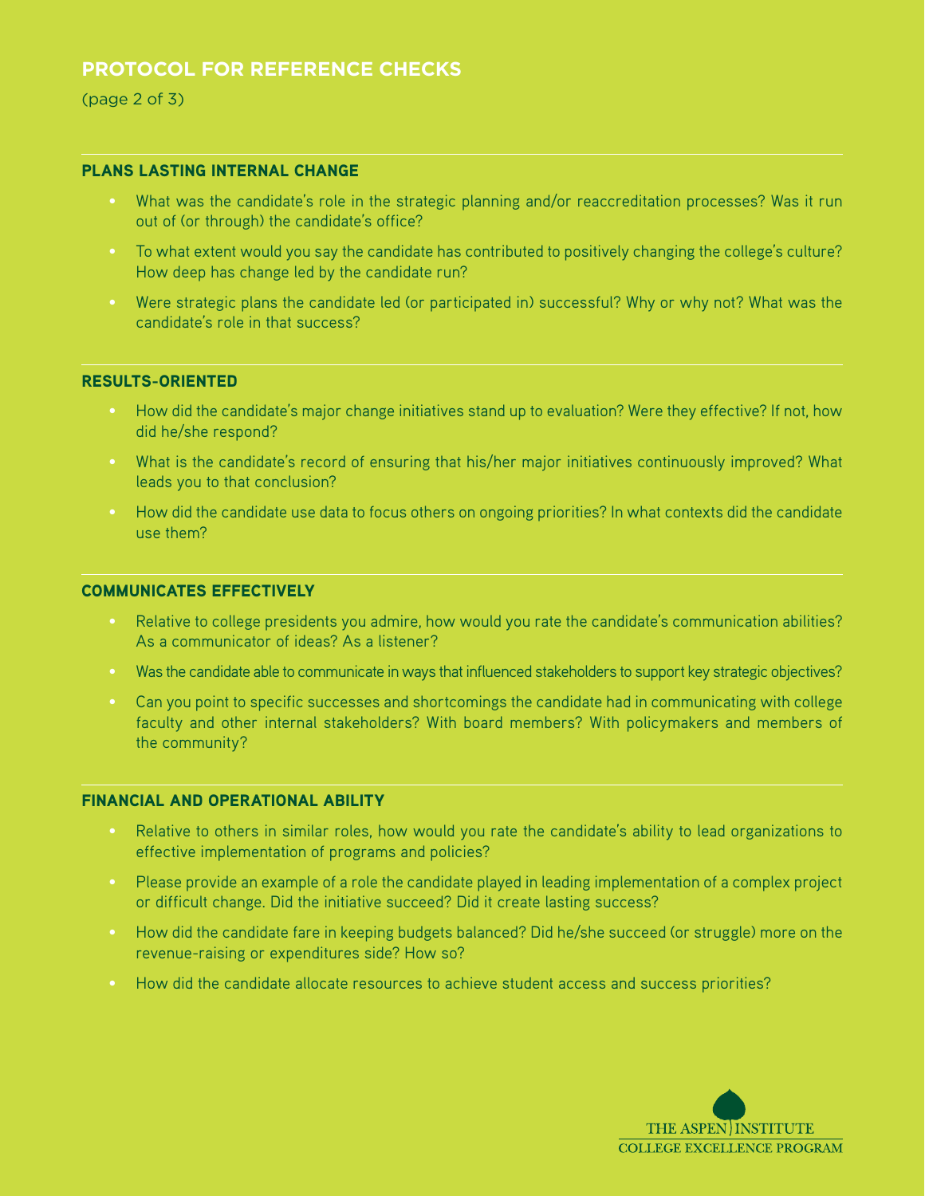## PROTOCOL FOR REFERENCE CHECKS

### PLANS LASTING INTERNAL CHANGE

- What was the candidate's role in the strategic planning and/or reaccreditation processes? Was it run out of (or through) the candidate's office?
- To what extent would you say the candidate has contributed to positively changing the college's culture? How deep has change led by the candidate run?
- Were strategic plans the candidate led (or participated in) successful? Why or why not? What was the candidate's role in that success?

### RESULTS-ORIENTED

- How did the candidate's major change initiatives stand up to evaluation? Were they effective? If not, how did he/she respond?
- What is the candidate's record of ensuring that his/her major initiatives continuously improved? What leads you to that conclusion?
- How did the candidate use data to focus others on ongoing priorities? In what contexts did the candidate use them?

### COMMUNICATES EFFECTIVELY

- Relative to college presidents you admire, how would you rate the candidate's communication abilities? As a communicator of ideas? As a listener?
- Was the candidate able to communicate in ways that influenced stakeholders to support key strategic objectives?
- Can you point to specific successes and shortcomings the candidate had in communicating with college faculty and other internal stakeholders? With board members? With policymakers and members of the community?

### FINANCIAL AND OPERATIONAL ABILITY

- Relative to others in similar roles, how would you rate the candidate's ability to lead organizations to effective implementation of programs and policies?
- Please provide an example of a role the candidate played in leading implementation of a complex project or difficult change. Did the initiative succeed? Did it create lasting success?
- How did the candidate fare in keeping budgets balanced? Did he/she succeed (or struggle) more on the revenue-raising or expenditures side? How so?
- How did the candidate allocate resources to achieve student access and success priorities?

THE ASPEN INSTITUTE
COLLEGE EXCELLENCE PROGRAM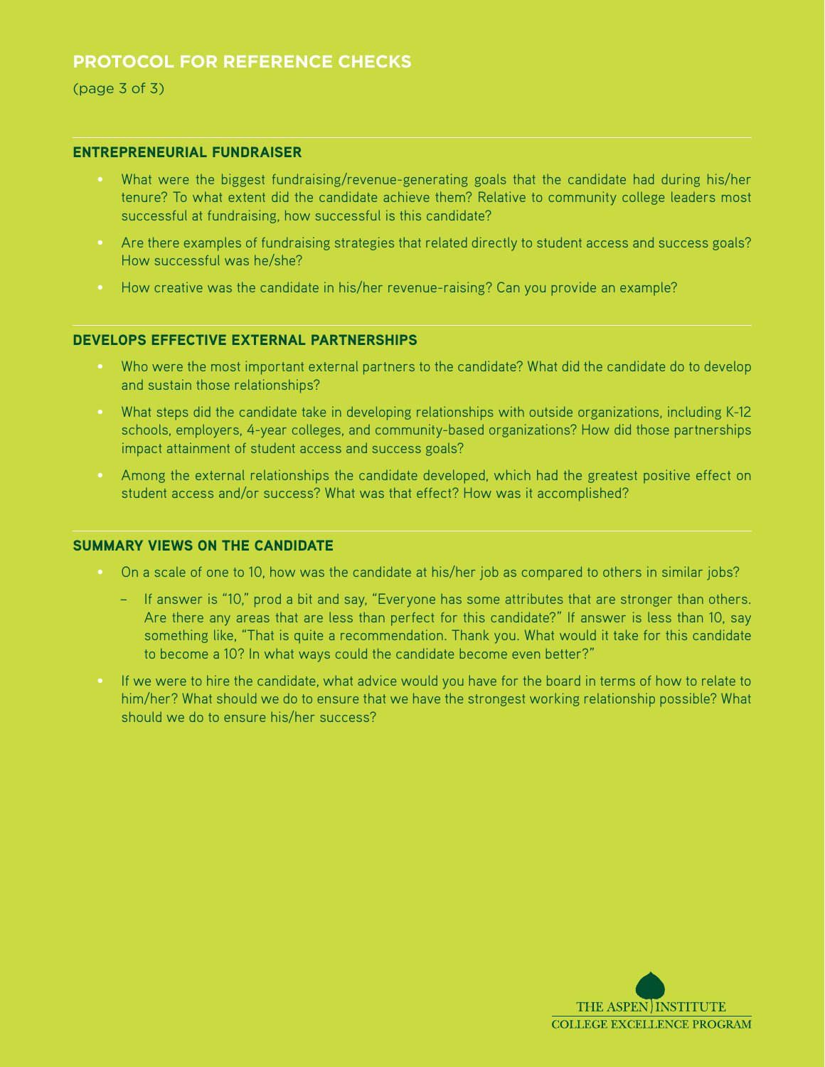## PROTOCOL FOR REFERENCE CHECKS

(page 3 of 3)

### ENTREPRENEURIAL FUNDRAISER

- What were the biggest fundraising/revenue-generating goals that the candidate had during his/her tenure? To what extent did the candidate achieve them? Relative to community college leaders most successful at fundraising, how successful is this candidate?
- Are there examples of fundraising strategies that related directly to student access and success goals? How successful was he/she?
- How creative was the candidate in his/her revenue-raising? Can you provide an example?

### DEVELOPS EFFECTIVE EXTERNAL PARTNERSHIPS

- Who were the most important external partners to the candidate? What did the candidate do to develop and sustain those relationships?
- What steps did the candidate take in developing relationships with outside organizations, including K-12 schools, employers, 4-year colleges, and community-based organizations? How did those partnerships impact attainment of student access and success goals?
- Among the external relationships the candidate developed, which had the greatest positive effect on student access and/or success? What was that effect? How was it accomplished?

### SUMMARY VIEWS ON THE CANDIDATE

- On a scale of one to 10, how was the candidate at his/her job as compared to others in similar jobs?
  - If answer is "10," prod a bit and say, "Everyone has some attributes that are stronger than others. Are there any areas that are less than perfect for this candidate?" If answer is less than 10, say something like, "That is quite a recommendation. Thank you. What would it take for this candidate to become a 10? In what ways could the candidate become even better?"
- If we were to hire the candidate, what advice would you have for the board in terms of how to relate to him/her? What should we do to ensure that we have the strongest working relationship possible? What should we do to ensure his/her success?

THE ASPEN INSTITUTE
COLLEGE EXCELLENCE PROGRAM